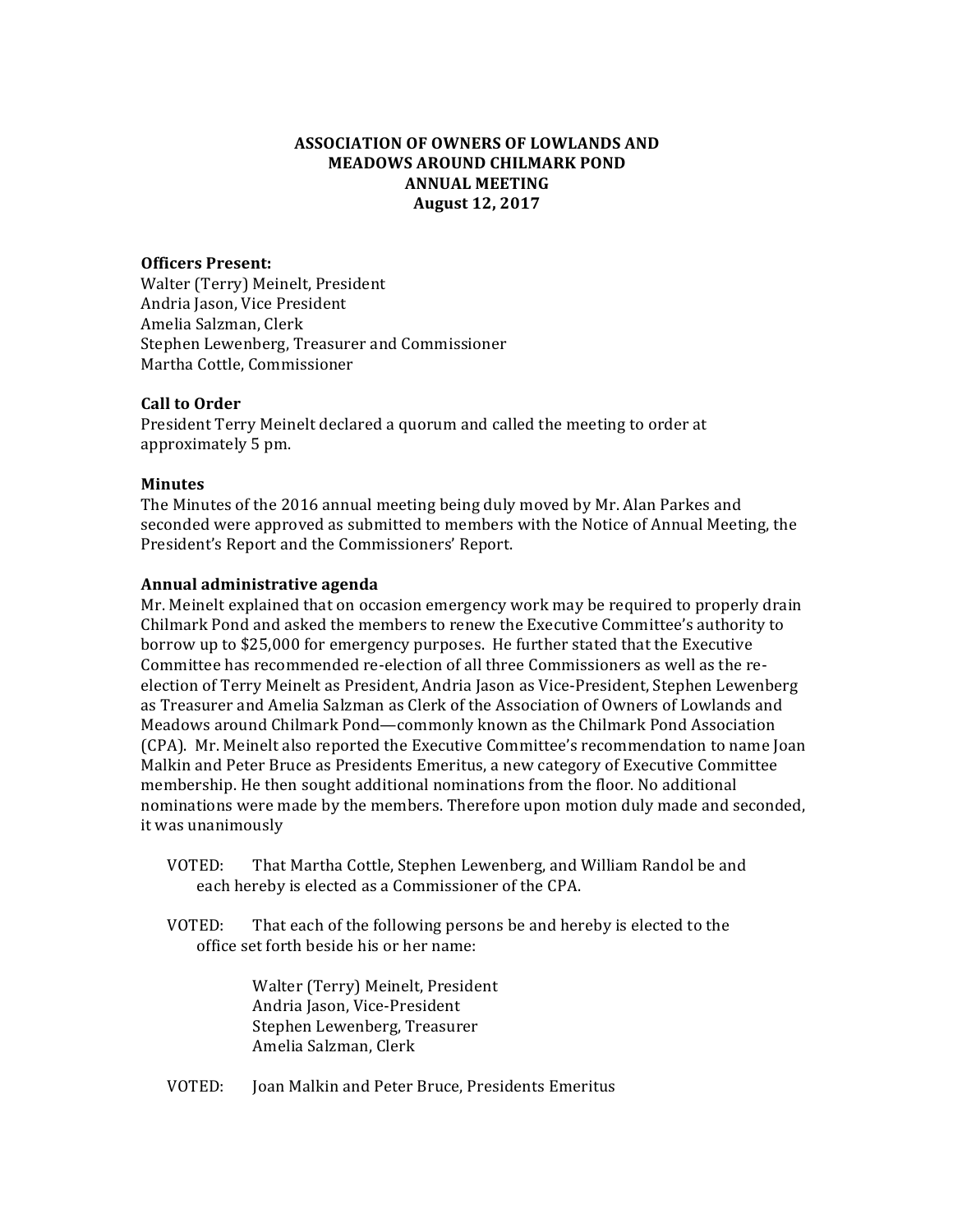# ASSOCIATION OF OWNERS OF LOWLANDS AND MEADOWS AROUND CHILMARK POND
## ANNUAL MEETING
## August 12, 2017

**Officers Present:**
Walter (Terry) Meinelt, President
Andria Jason, Vice President
Amelia Salzman, Clerk
Stephen Lewenberg, Treasurer and Commissioner
Martha Cottle, Commissioner

**Call to Order**
President Terry Meinelt declared a quorum and called the meeting to order at approximately 5 pm.

**Minutes**
The Minutes of the 2016 annual meeting being duly moved by Mr. Alan Parkes and seconded were approved as submitted to members with the Notice of Annual Meeting, the President's Report and the Commissioners' Report.

**Annual administrative agenda**
Mr. Meinelt explained that on occasion emergency work may be required to properly drain Chilmark Pond and asked the members to renew the Executive Committee's authority to borrow up to $25,000 for emergency purposes. He further stated that the Executive Committee has recommended re-election of all three Commissioners as well as the re-election of Terry Meinelt as President, Andria Jason as Vice-President, Stephen Lewenberg as Treasurer and Amelia Salzman as Clerk of the Association of Owners of Lowlands and Meadows around Chilmark Pond—commonly known as the Chilmark Pond Association (CPA). Mr. Meinelt also reported the Executive Committee's recommendation to name Joan Malkin and Peter Bruce as Presidents Emeritus, a new category of Executive Committee membership. He then sought additional nominations from the floor. No additional nominations were made by the members. Therefore upon motion duly made and seconded, it was unanimously

VOTED: That Martha Cottle, Stephen Lewenberg, and William Randol be and each hereby is elected as a Commissioner of the CPA.

VOTED: That each of the following persons be and hereby is elected to the office set forth beside his or her name:

Walter (Terry) Meinelt, President
Andria Jason, Vice-President
Stephen Lewenberg, Treasurer
Amelia Salzman, Clerk

VOTED: Joan Malkin and Peter Bruce, Presidents Emeritus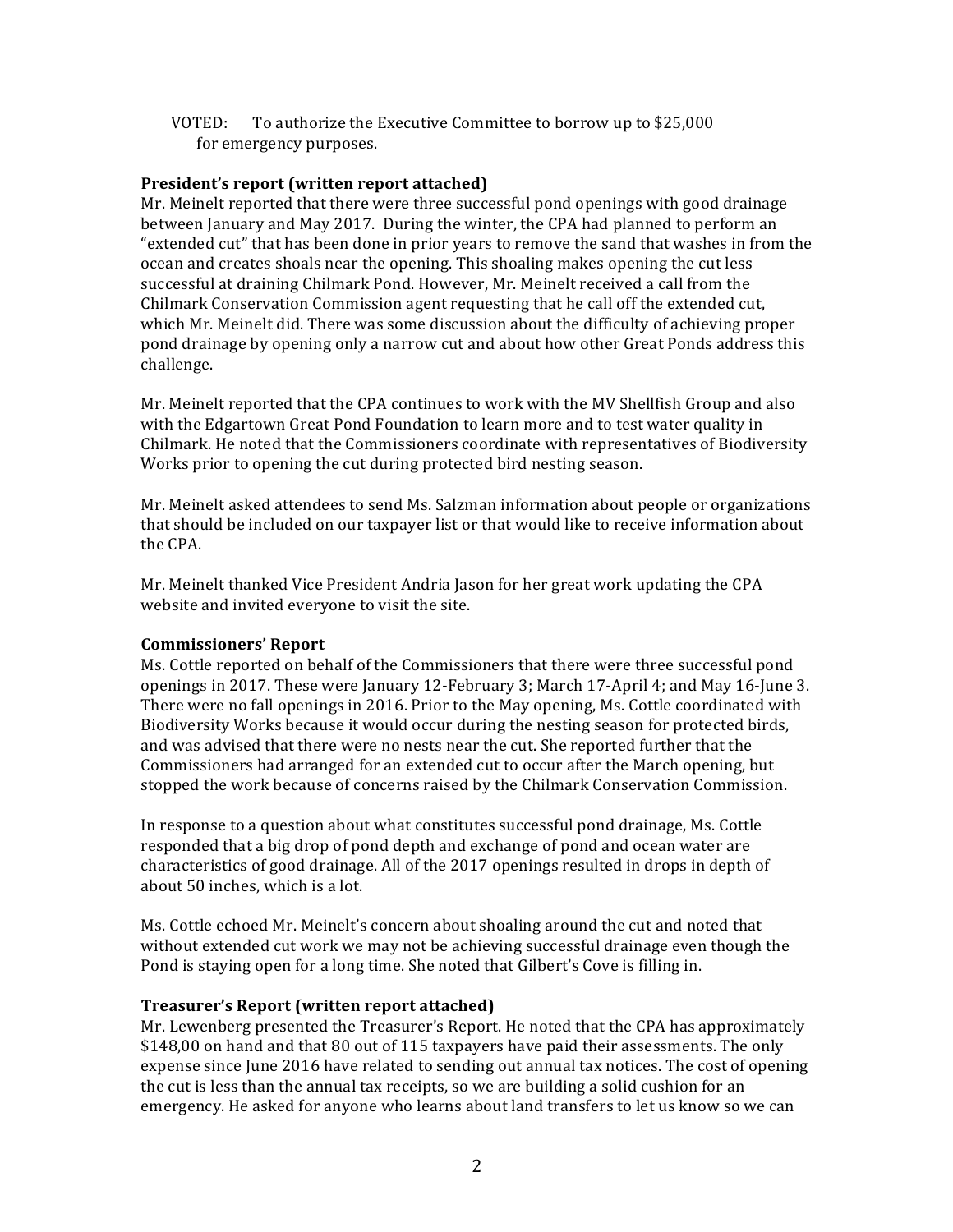VOTED: To authorize the Executive Committee to borrow up to $25,000 for emergency purposes.

**President's report (written report attached)**

Mr. Meinelt reported that there were three successful pond openings with good drainage between January and May 2017. During the winter, the CPA had planned to perform an "extended cut" that has been done in prior years to remove the sand that washes in from the ocean and creates shoals near the opening. This shoaling makes opening the cut less successful at draining Chilmark Pond. However, Mr. Meinelt received a call from the Chilmark Conservation Commission agent requesting that he call off the extended cut, which Mr. Meinelt did. There was some discussion about the difficulty of achieving proper pond drainage by opening only a narrow cut and about how other Great Ponds address this challenge.

Mr. Meinelt reported that the CPA continues to work with the MV Shellfish Group and also with the Edgartown Great Pond Foundation to learn more and to test water quality in Chilmark. He noted that the Commissioners coordinate with representatives of Biodiversity Works prior to opening the cut during protected bird nesting season.

Mr. Meinelt asked attendees to send Ms. Salzman information about people or organizations that should be included on our taxpayer list or that would like to receive information about the CPA.

Mr. Meinelt thanked Vice President Andria Jason for her great work updating the CPA website and invited everyone to visit the site.

**Commissioners' Report**

Ms. Cottle reported on behalf of the Commissioners that there were three successful pond openings in 2017. These were January 12-February 3; March 17-April 4; and May 16-June 3. There were no fall openings in 2016. Prior to the May opening, Ms. Cottle coordinated with Biodiversity Works because it would occur during the nesting season for protected birds, and was advised that there were no nests near the cut. She reported further that the Commissioners had arranged for an extended cut to occur after the March opening, but stopped the work because of concerns raised by the Chilmark Conservation Commission.

In response to a question about what constitutes successful pond drainage, Ms. Cottle responded that a big drop of pond depth and exchange of pond and ocean water are characteristics of good drainage. All of the 2017 openings resulted in drops in depth of about 50 inches, which is a lot.

Ms. Cottle echoed Mr. Meinelt's concern about shoaling around the cut and noted that without extended cut work we may not be achieving successful drainage even though the Pond is staying open for a long time. She noted that Gilbert's Cove is filling in.

**Treasurer's Report (written report attached)**

Mr. Lewenberg presented the Treasurer's Report. He noted that the CPA has approximately $148,00 on hand and that 80 out of 115 taxpayers have paid their assessments. The only expense since June 2016 have related to sending out annual tax notices. The cost of opening the cut is less than the annual tax receipts, so we are building a solid cushion for an emergency. He asked for anyone who learns about land transfers to let us know so we can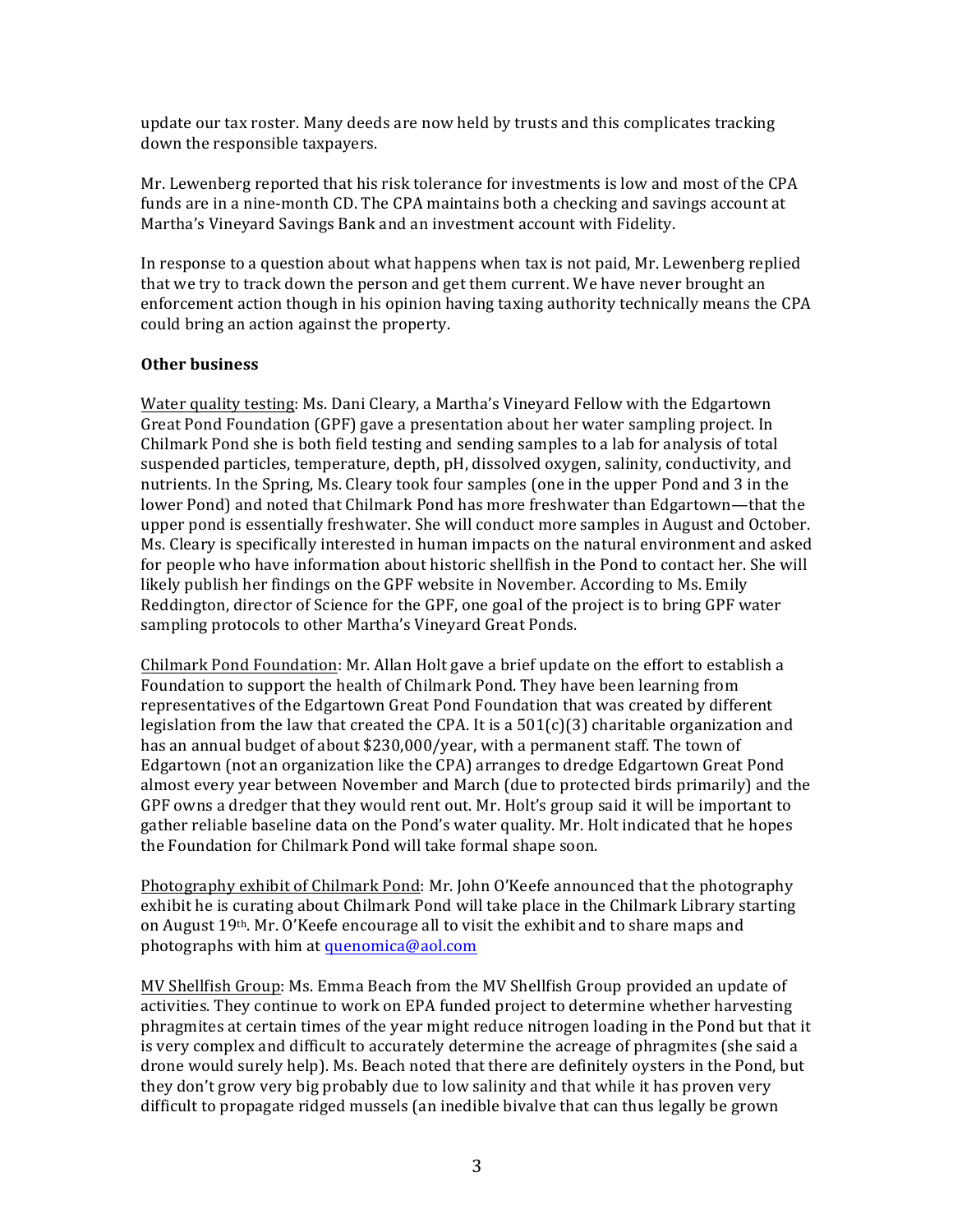update our tax roster. Many deeds are now held by trusts and this complicates tracking down the responsible taxpayers.

Mr. Lewenberg reported that his risk tolerance for investments is low and most of the CPA funds are in a nine-month CD. The CPA maintains both a checking and savings account at Martha's Vineyard Savings Bank and an investment account with Fidelity.

In response to a question about what happens when tax is not paid, Mr. Lewenberg replied that we try to track down the person and get them current. We have never brought an enforcement action though in his opinion having taxing authority technically means the CPA could bring an action against the property.

**Other business**

Water quality testing: Ms. Dani Cleary, a Martha's Vineyard Fellow with the Edgartown Great Pond Foundation (GPF) gave a presentation about her water sampling project. In Chilmark Pond she is both field testing and sending samples to a lab for analysis of total suspended particles, temperature, depth, pH, dissolved oxygen, salinity, conductivity, and nutrients. In the Spring, Ms. Cleary took four samples (one in the upper Pond and 3 in the lower Pond) and noted that Chilmark Pond has more freshwater than Edgartown—that the upper pond is essentially freshwater. She will conduct more samples in August and October. Ms. Cleary is specifically interested in human impacts on the natural environment and asked for people who have information about historic shellfish in the Pond to contact her. She will likely publish her findings on the GPF website in November. According to Ms. Emily Reddington, director of Science for the GPF, one goal of the project is to bring GPF water sampling protocols to other Martha's Vineyard Great Ponds.

Chilmark Pond Foundation: Mr. Allan Holt gave a brief update on the effort to establish a Foundation to support the health of Chilmark Pond. They have been learning from representatives of the Edgartown Great Pond Foundation that was created by different legislation from the law that created the CPA. It is a 501(c)(3) charitable organization and has an annual budget of about $230,000/year, with a permanent staff. The town of Edgartown (not an organization like the CPA) arranges to dredge Edgartown Great Pond almost every year between November and March (due to protected birds primarily) and the GPF owns a dredger that they would rent out. Mr. Holt's group said it will be important to gather reliable baseline data on the Pond's water quality. Mr. Holt indicated that he hopes the Foundation for Chilmark Pond will take formal shape soon.

Photography exhibit of Chilmark Pond: Mr. John O'Keefe announced that the photography exhibit he is curating about Chilmark Pond will take place in the Chilmark Library starting on August 19th. Mr. O'Keefe encourage all to visit the exhibit and to share maps and photographs with him at quenomica@aol.com

MV Shellfish Group: Ms. Emma Beach from the MV Shellfish Group provided an update of activities. They continue to work on EPA funded project to determine whether harvesting phragmites at certain times of the year might reduce nitrogen loading in the Pond but that it is very complex and difficult to accurately determine the acreage of phragmites (she said a drone would surely help). Ms. Beach noted that there are definitely oysters in the Pond, but they don't grow very big probably due to low salinity and that while it has proven very difficult to propagate ridged mussels (an inedible bivalve that can thus legally be grown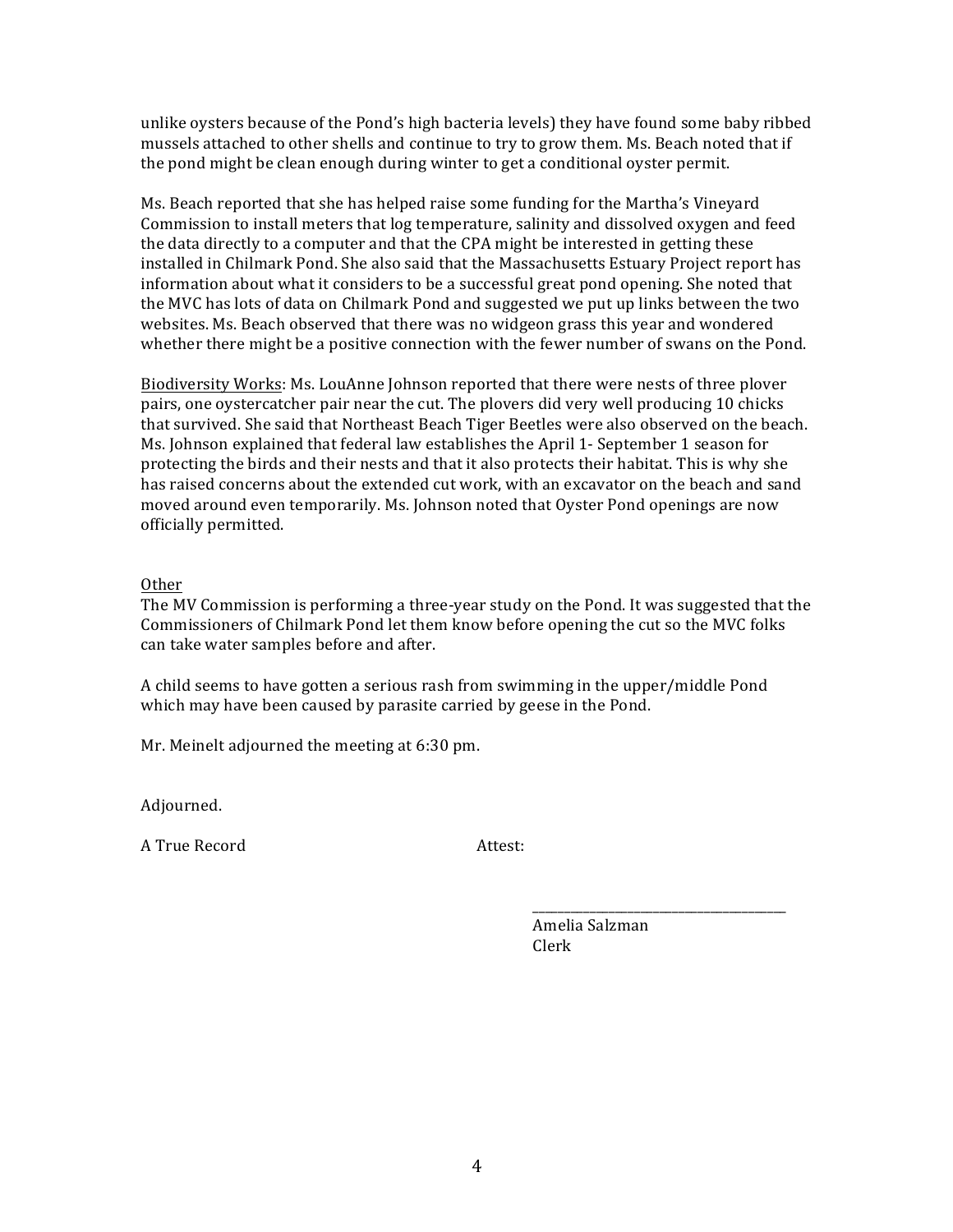unlike oysters because of the Pond's high bacteria levels) they have found some baby ribbed mussels attached to other shells and continue to try to grow them. Ms. Beach noted that if the pond might be clean enough during winter to get a conditional oyster permit.

Ms. Beach reported that she has helped raise some funding for the Martha's Vineyard Commission to install meters that log temperature, salinity and dissolved oxygen and feed the data directly to a computer and that the CPA might be interested in getting these installed in Chilmark Pond. She also said that the Massachusetts Estuary Project report has information about what it considers to be a successful great pond opening. She noted that the MVC has lots of data on Chilmark Pond and suggested we put up links between the two websites. Ms. Beach observed that there was no widgeon grass this year and wondered whether there might be a positive connection with the fewer number of swans on the Pond.

<u>Biodiversity Works</u>: Ms. LouAnne Johnson reported that there were nests of three plover pairs, one oystercatcher pair near the cut. The plovers did very well producing 10 chicks that survived. She said that Northeast Beach Tiger Beetles were also observed on the beach. Ms. Johnson explained that federal law establishes the April 1- September 1 season for protecting the birds and their nests and that it also protects their habitat. This is why she has raised concerns about the extended cut work, with an excavator on the beach and sand moved around even temporarily. Ms. Johnson noted that Oyster Pond openings are now officially permitted.

<u>Other</u>

The MV Commission is performing a three-year study on the Pond. It was suggested that the Commissioners of Chilmark Pond let them know before opening the cut so the MVC folks can take water samples before and after.

A child seems to have gotten a serious rash from swimming in the upper/middle Pond which may have been caused by parasite carried by geese in the Pond.

Mr. Meinelt adjourned the meeting at 6:30 pm.

Adjourned.

A True Record　　　　　　　　　　Attest:

\_\_\_\_\_\_\_\_\_\_\_\_\_\_\_\_\_\_\_\_\_\_\_\_\_\_\_\_\_\_\_\_\_\_\_\_\_\_\_\_

Amelia Salzman  
Clerk